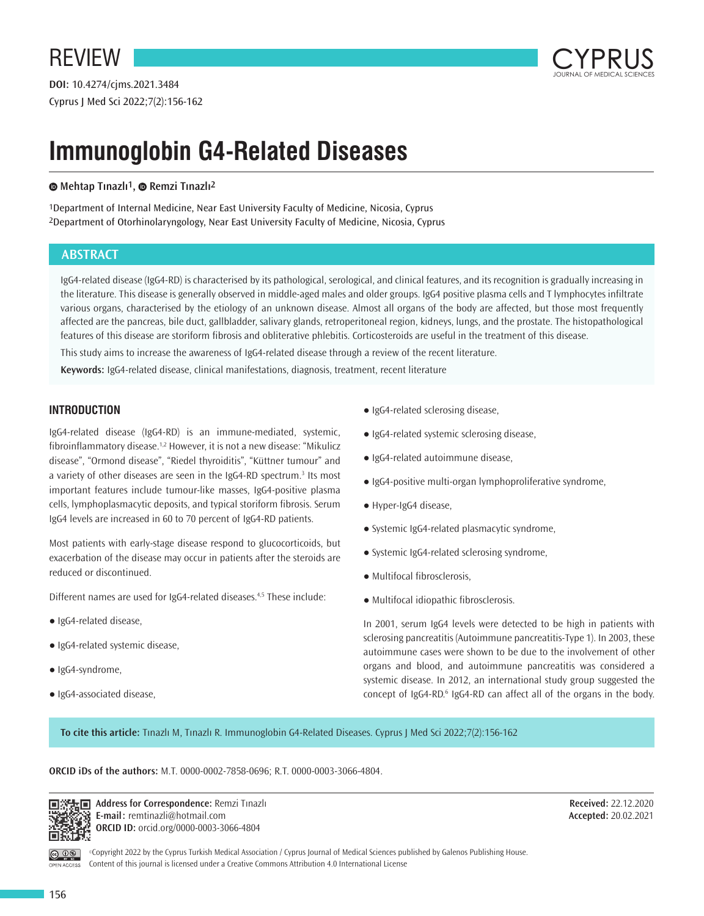REVIEW

DOI: 10.4274/cjms.2021.3484

# Immunoglobin G4-Related Diseases

Mehtap Tınazlı[1], Remzi Tınazlı[2]

[1]Department of Internal Medicine, Near East University Faculty of Medicine, Nicosia, Cyprus
[2]Department of Otorhinolaryngology, Near East University Faculty of Medicine, Nicosia, Cyprus

## ABSTRACT

IgG4-related disease (IgG4-RD) is characterised by its pathological, serological, and clinical features, and its recognition is gradually increasing in the literature. This disease is generally observed in middle-aged males and older groups. IgG4 positive plasma cells and T lymphocytes infiltrate various organs, characterised by the etiology of an unknown disease. Almost all organs of the body are affected, but those most frequently affected are the pancreas, bile duct, gallbladder, salivary glands, retroperitoneal region, kidneys, lungs, and the prostate. The histopathological features of this disease are storiform fibrosis and obliterative phlebitis. Corticosteroids are useful in the treatment of this disease.

This study aims to increase the awareness of IgG4-related disease through a review of the recent literature.

**Keywords:** IgG4-related disease, clinical manifestations, diagnosis, treatment, recent literature

## INTRODUCTION

IgG4-related disease (IgG4-RD) is an immune-mediated, systemic, fibroinflammatory disease.[1,2] However, it is not a new disease: "Mikulicz disease", "Ormond disease", "Riedel thyroiditis", "Küttner tumour" and a variety of other diseases are seen in the IgG4-RD spectrum.[3] Its most important features include tumour-like masses, IgG4-positive plasma cells, lymphoplasmacytic deposits, and typical storiform fibrosis. Serum IgG4 levels are increased in 60 to 70 percent of IgG4-RD patients.

Most patients with early-stage disease respond to glucocorticoids, but exacerbation of the disease may occur in patients after the steroids are reduced or discontinued.

Different names are used for IgG4-related diseases.[4,5] These include:

- IgG4-related disease,
- IgG4-related systemic disease,
- IgG4-syndrome,
- IgG4-associated disease,
- IgG4-related sclerosing disease,
- IgG4-related systemic sclerosing disease,
- IgG4-related autoimmune disease,
- IgG4-positive multi-organ lymphoproliferative syndrome,
- Hyper-IgG4 disease,
- Systemic IgG4-related plasmacytic syndrome,
- Systemic IgG4-related sclerosing syndrome,
- Multifocal fibrosclerosis,
- Multifocal idiopathic fibrosclerosis.

In 2001, serum IgG4 levels were detected to be high in patients with sclerosing pancreatitis (Autoimmune pancreatitis-Type 1). In 2003, these autoimmune cases were shown to be due to the involvement of other organs and blood, and autoimmune pancreatitis was considered a systemic disease. In 2012, an international study group suggested the concept of IgG4-RD.[6] IgG4-RD can affect all of the organs in the body.

**To cite this article:** Tınazlı M, Tınazlı R. Immunoglobin G4-Related Diseases. Cyprus J Med Sci 2022;7(2):156-162

**ORCID iDs of the authors:** M.T. 0000-0002-7858-0696; R.T. 0000-0003-3066-4804.

**Address for Correspondence:** Remzi Tınazlı
**E-mail:** remtinazli@hotmail.com
**ORCID ID:** orcid.org/0000-0003-3066-4804

**Received:** 22.12.2020
**Accepted:** 20.02.2021

©Copyright 2022 by the Cyprus Turkish Medical Association / Cyprus Journal of Medical Sciences published by Galenos Publishing House. Content of this journal is licensed under a Creative Commons Attribution 4.0 International License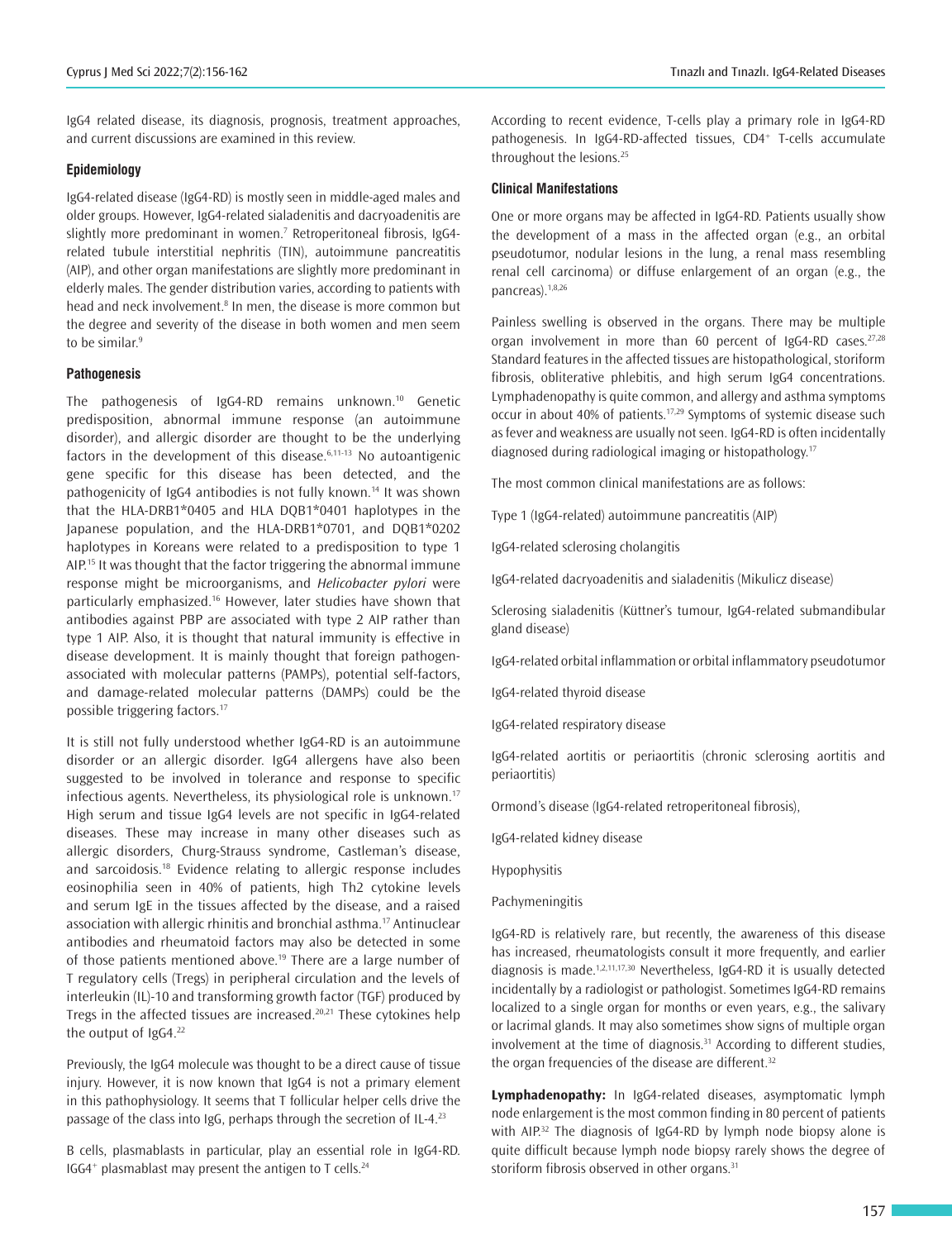IgG4 related disease, its diagnosis, prognosis, treatment approaches, and current discussions are examined in this review.

### Epidemiology

IgG4-related disease (IgG4-RD) is mostly seen in middle-aged males and older groups. However, IgG4-related sialadenitis and dacryoadenitis are slightly more predominant in women.[7] Retroperitoneal fibrosis, IgG4-related tubule interstitial nephritis (TIN), autoimmune pancreatitis (AIP), and other organ manifestations are slightly more predominant in elderly males. The gender distribution varies, according to patients with head and neck involvement.[8] In men, the disease is more common but the degree and severity of the disease in both women and men seem to be similar.[9]

### Pathogenesis

The pathogenesis of IgG4-RD remains unknown.[10] Genetic predisposition, abnormal immune response (an autoimmune disorder), and allergic disorder are thought to be the underlying factors in the development of this disease.[6,11-13] No autoantigenic gene specific for this disease has been detected, and the pathogenicity of IgG4 antibodies is not fully known.[14] It was shown that the HLA-DRB1*0405 and HLA DQB1*0401 haplotypes in the Japanese population, and the HLA-DRB1*0701, and DQB1*0202 haplotypes in Koreans were related to a predisposition to type 1 AIP.[15] It was thought that the factor triggering the abnormal immune response might be microorganisms, and *Helicobacter pylori* were particularly emphasized.[16] However, later studies have shown that antibodies against PBP are associated with type 2 AIP rather than type 1 AIP. Also, it is thought that natural immunity is effective in disease development. It is mainly thought that foreign pathogen-associated with molecular patterns (PAMPs), potential self-factors, and damage-related molecular patterns (DAMPs) could be the possible triggering factors.[17]

It is still not fully understood whether IgG4-RD is an autoimmune disorder or an allergic disorder. IgG4 allergens have also been suggested to be involved in tolerance and response to specific infectious agents. Nevertheless, its physiological role is unknown.[17] High serum and tissue IgG4 levels are not specific in IgG4-related diseases. These may increase in many other diseases such as allergic disorders, Churg-Strauss syndrome, Castleman's disease, and sarcoidosis.[18] Evidence relating to allergic response includes eosinophilia seen in 40% of patients, high Th2 cytokine levels and serum IgE in the tissues affected by the disease, and a raised association with allergic rhinitis and bronchial asthma.[17] Antinuclear antibodies and rheumatoid factors may also be detected in some of those patients mentioned above.[19] There are a large number of T regulatory cells (Tregs) in peripheral circulation and the levels of interleukin (IL)-10 and transforming growth factor (TGF) produced by Tregs in the affected tissues are increased.[20,21] These cytokines help the output of IgG4.[22]

Previously, the IgG4 molecule was thought to be a direct cause of tissue injury. However, it is now known that IgG4 is not a primary element in this pathophysiology. It seems that T follicular helper cells drive the passage of the class into IgG, perhaps through the secretion of IL-4.[23]

B cells, plasmablasts in particular, play an essential role in IgG4-RD. IGG4$^{+}$ plasmablast may present the antigen to T cells.[24]

According to recent evidence, T-cells play a primary role in IgG4-RD pathogenesis. In IgG4-RD-affected tissues, CD4$^{+}$ T-cells accumulate throughout the lesions.[25]

### Clinical Manifestations

One or more organs may be affected in IgG4-RD. Patients usually show the development of a mass in the affected organ (e.g., an orbital pseudotumor, nodular lesions in the lung, a renal mass resembling renal cell carcinoma) or diffuse enlargement of an organ (e.g., the pancreas).[1,8,26]

Painless swelling is observed in the organs. There may be multiple organ involvement in more than 60 percent of IgG4-RD cases.[27,28] Standard features in the affected tissues are histopathological, storiform fibrosis, obliterative phlebitis, and high serum IgG4 concentrations. Lymphadenopathy is quite common, and allergy and asthma symptoms occur in about 40% of patients.[17,29] Symptoms of systemic disease such as fever and weakness are usually not seen. IgG4-RD is often incidentally diagnosed during radiological imaging or histopathology.[17]

The most common clinical manifestations are as follows:

Type 1 (IgG4-related) autoimmune pancreatitis (AIP)

IgG4-related sclerosing cholangitis

IgG4-related dacryoadenitis and sialadenitis (Mikulicz disease)

Sclerosing sialadenitis (Küttner's tumour, IgG4-related submandibular gland disease)

IgG4-related orbital inflammation or orbital inflammatory pseudotumor

IgG4-related thyroid disease

IgG4-related respiratory disease

IgG4-related aortitis or periaortitis (chronic sclerosing aortitis and periaortitis)

Ormond's disease (IgG4-related retroperitoneal fibrosis),

IgG4-related kidney disease

Hypophysitis

Pachymeningitis

IgG4-RD is relatively rare, but recently, the awareness of this disease has increased, rheumatologists consult it more frequently, and earlier diagnosis is made.[1,2,11,17,30] Nevertheless, IgG4-RD it is usually detected incidentally by a radiologist or pathologist. Sometimes IgG4-RD remains localized to a single organ for months or even years, e.g., the salivary or lacrimal glands. It may also sometimes show signs of multiple organ involvement at the time of diagnosis.[31] According to different studies, the organ frequencies of the disease are different.[32]

**Lymphadenopathy:** In IgG4-related diseases, asymptomatic lymph node enlargement is the most common finding in 80 percent of patients with AIP.[32] The diagnosis of IgG4-RD by lymph node biopsy alone is quite difficult because lymph node biopsy rarely shows the degree of storiform fibrosis observed in other organs.[31]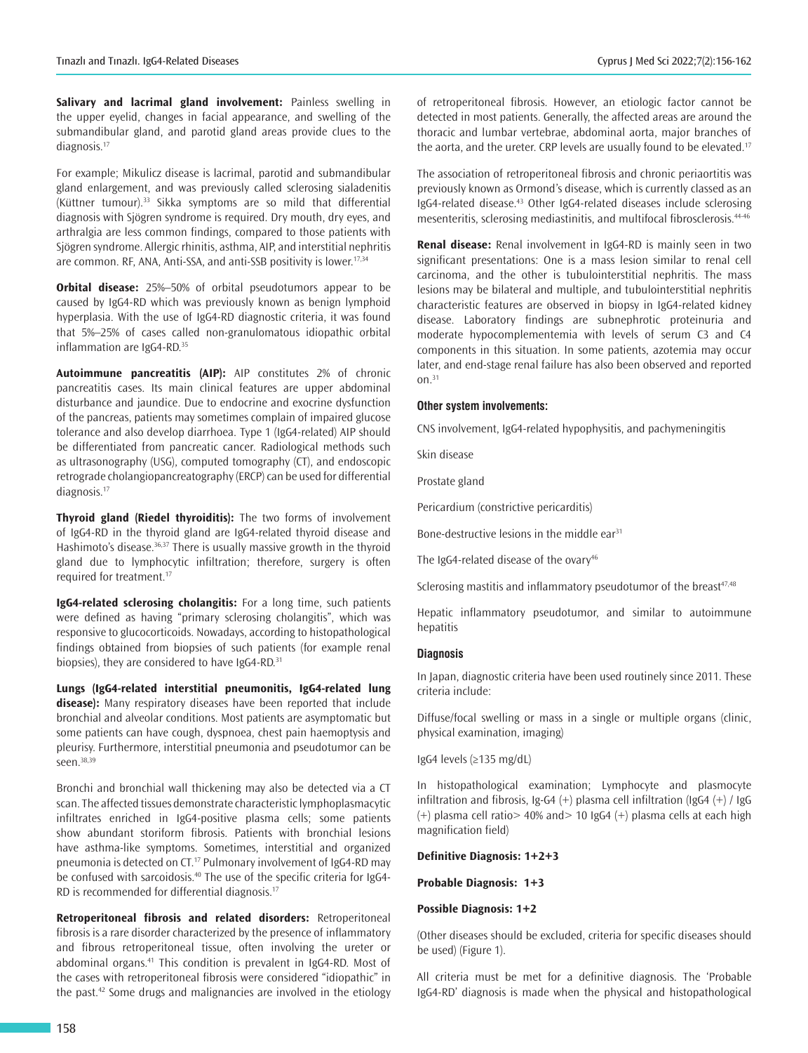**Salivary and lacrimal gland involvement:** Painless swelling in the upper eyelid, changes in facial appearance, and swelling of the submandibular gland, and parotid gland areas provide clues to the diagnosis.[17]

For example; Mikulicz disease is lacrimal, parotid and submandibular gland enlargement, and was previously called sclerosing sialadenitis (Küttner tumour).[33] Sikka symptoms are so mild that differential diagnosis with Sjögren syndrome is required. Dry mouth, dry eyes, and arthralgia are less common findings, compared to those patients with Sjögren syndrome. Allergic rhinitis, asthma, AIP, and interstitial nephritis are common. RF, ANA, Anti-SSA, and anti-SSB positivity is lower.[17,34]

**Orbital disease:** 25%–50% of orbital pseudotumors appear to be caused by IgG4-RD which was previously known as benign lymphoid hyperplasia. With the use of IgG4-RD diagnostic criteria, it was found that 5%–25% of cases called non-granulomatous idiopathic orbital inflammation are IgG4-RD.[35]

**Autoimmune pancreatitis (AIP):** AIP constitutes 2% of chronic pancreatitis cases. Its main clinical features are upper abdominal disturbance and jaundice. Due to endocrine and exocrine dysfunction of the pancreas, patients may sometimes complain of impaired glucose tolerance and also develop diarrhoea. Type 1 (IgG4-related) AIP should be differentiated from pancreatic cancer. Radiological methods such as ultrasonography (USG), computed tomography (CT), and endoscopic retrograde cholangiopancreatography (ERCP) can be used for differential diagnosis.[17]

**Thyroid gland (Riedel thyroiditis):** The two forms of involvement of IgG4-RD in the thyroid gland are IgG4-related thyroid disease and Hashimoto's disease.[36,37] There is usually massive growth in the thyroid gland due to lymphocytic infiltration; therefore, surgery is often required for treatment.[17]

**IgG4-related sclerosing cholangitis:** For a long time, such patients were defined as having "primary sclerosing cholangitis", which was responsive to glucocorticoids. Nowadays, according to histopathological findings obtained from biopsies of such patients (for example renal biopsies), they are considered to have IgG4-RD.[31]

**Lungs (IgG4-related interstitial pneumonitis, IgG4-related lung disease):** Many respiratory diseases have been reported that include bronchial and alveolar conditions. Most patients are asymptomatic but some patients can have cough, dyspnoea, chest pain haemoptysis and pleurisy. Furthermore, interstitial pneumonia and pseudotumor can be seen.[38,39]

Bronchi and bronchial wall thickening may also be detected via a CT scan. The affected tissues demonstrate characteristic lymphoplasmacytic infiltrates enriched in IgG4-positive plasma cells; some patients show abundant storiform fibrosis. Patients with bronchial lesions have asthma-like symptoms. Sometimes, interstitial and organized pneumonia is detected on CT.[17] Pulmonary involvement of IgG4-RD may be confused with sarcoidosis.[40] The use of the specific criteria for IgG4-RD is recommended for differential diagnosis.[17]

**Retroperitoneal fibrosis and related disorders:** Retroperitoneal fibrosis is a rare disorder characterized by the presence of inflammatory and fibrous retroperitoneal tissue, often involving the ureter or abdominal organs.[41] This condition is prevalent in IgG4-RD. Most of the cases with retroperitoneal fibrosis were considered "idiopathic" in the past.[42] Some drugs and malignancies are involved in the etiology of retroperitoneal fibrosis. However, an etiologic factor cannot be detected in most patients. Generally, the affected areas are around the thoracic and lumbar vertebrae, abdominal aorta, major branches of the aorta, and the ureter. CRP levels are usually found to be elevated.[17]

The association of retroperitoneal fibrosis and chronic periaortitis was previously known as Ormond's disease, which is currently classed as an IgG4-related disease.[43] Other IgG4-related diseases include sclerosing mesenteritis, sclerosing mediastinitis, and multifocal fibrosclerosis.[44-46]

**Renal disease:** Renal involvement in IgG4-RD is mainly seen in two significant presentations: One is a mass lesion similar to renal cell carcinoma, and the other is tubulointerstitial nephritis. The mass lesions may be bilateral and multiple, and tubulointerstitial nephritis characteristic features are observed in biopsy in IgG4-related kidney disease. Laboratory findings are subnephrotic proteinuria and moderate hypocomplementemia with levels of serum C3 and C4 components in this situation. In some patients, azotemia may occur later, and end-stage renal failure has also been observed and reported on.[31]

### Other system involvements:

CNS involvement, IgG4-related hypophysitis, and pachymeningitis

Skin disease

Prostate gland

Pericardium (constrictive pericarditis)

Bone-destructive lesions in the middle ear[31]

The IgG4-related disease of the ovary[46]

Sclerosing mastitis and inflammatory pseudotumor of the breast[47,48]

Hepatic inflammatory pseudotumor, and similar to autoimmune hepatitis

### Diagnosis

In Japan, diagnostic criteria have been used routinely since 2011. These criteria include:

Diffuse/focal swelling or mass in a single or multiple organs (clinic, physical examination, imaging)

IgG4 levels (≥135 mg/dL)

In histopathological examination; Lymphocyte and plasmocyte infiltration and fibrosis, Ig-G4 (+) plasma cell infiltration (IgG4 (+) / IgG (+) plasma cell ratio> 40% and> 10 IgG4 (+) plasma cells at each high magnification field)

**Definitive Diagnosis: 1+2+3**

**Probable Diagnosis: 1+3**

**Possible Diagnosis: 1+2**

(Other diseases should be excluded, criteria for specific diseases should be used) (Figure 1).

All criteria must be met for a definitive diagnosis. The 'Probable IgG4-RD' diagnosis is made when the physical and histopathological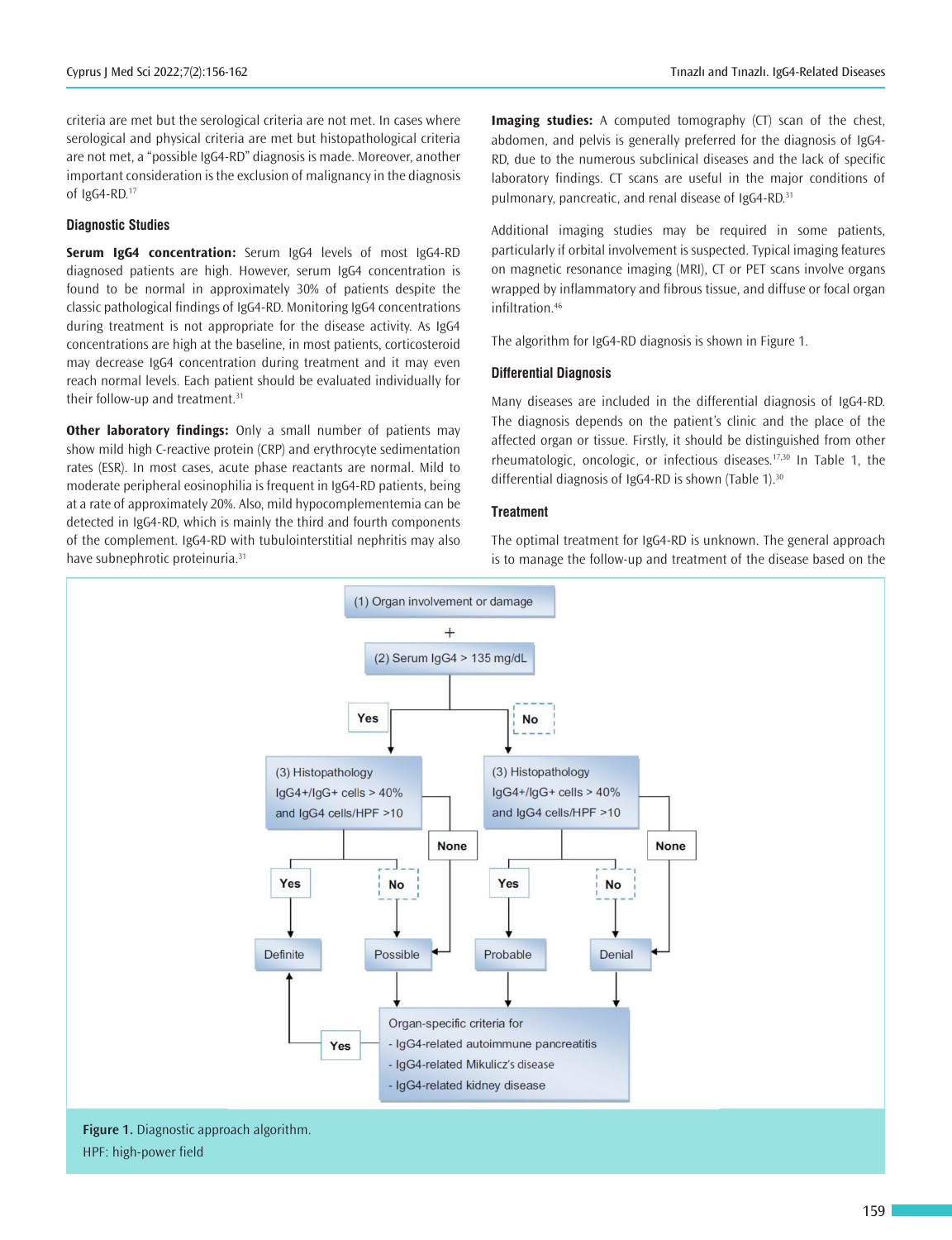criteria are met but the serological criteria are not met. In cases where serological and physical criteria are met but histopathological criteria are not met, a "possible IgG4-RD" diagnosis is made. Moreover, another important consideration is the exclusion of malignancy in the diagnosis of IgG4-RD.[17]

### Diagnostic Studies

**Serum IgG4 concentration:** Serum IgG4 levels of most IgG4-RD diagnosed patients are high. However, serum IgG4 concentration is found to be normal in approximately 30% of patients despite the classic pathological findings of IgG4-RD. Monitoring IgG4 concentrations during treatment is not appropriate for the disease activity. As IgG4 concentrations are high at the baseline, in most patients, corticosteroid may decrease IgG4 concentration during treatment and it may even reach normal levels. Each patient should be evaluated individually for their follow-up and treatment.[31]

**Other laboratory findings:** Only a small number of patients may show mild high C-reactive protein (CRP) and erythrocyte sedimentation rates (ESR). In most cases, acute phase reactants are normal. Mild to moderate peripheral eosinophilia is frequent in IgG4-RD patients, being at a rate of approximately 20%. Also, mild hypocomplementemia can be detected in IgG4-RD, which is mainly the third and fourth components of the complement. IgG4-RD with tubulointerstitial nephritis may also have subnephrotic proteinuria.[31]

**Imaging studies:** A computed tomography (CT) scan of the chest, abdomen, and pelvis is generally preferred for the diagnosis of IgG4-RD, due to the numerous subclinical diseases and the lack of specific laboratory findings. CT scans are useful in the major conditions of pulmonary, pancreatic, and renal disease of IgG4-RD.[31]

Additional imaging studies may be required in some patients, particularly if orbital involvement is suspected. Typical imaging features on magnetic resonance imaging (MRI), CT or PET scans involve organs wrapped by inflammatory and fibrous tissue, and diffuse or focal organ infiltration.[46]

The algorithm for IgG4-RD diagnosis is shown in Figure 1.

### Differential Diagnosis

Many diseases are included in the differential diagnosis of IgG4-RD. The diagnosis depends on the patient's clinic and the place of the affected organ or tissue. Firstly, it should be distinguished from other rheumatologic, oncologic, or infectious diseases.[17,30] In Table 1, the differential diagnosis of IgG4-RD is shown (Table 1).[30]

### Treatment

The optimal treatment for IgG4-RD is unknown. The general approach is to manage the follow-up and treatment of the disease based on the

(1) Organ involvement or damage
+
(2) Serum IgG4 > 135 mg/dL
Yes
No
(3) Histopathology IgG4+/IgG+ cells > 40% and IgG4 cells/HPF >10
None
(3) Histopathology IgG4+/IgG+ cells > 40% and IgG4 cells/HPF >10
None
Yes
No
Yes
No
Definite
Possible
Probable
Denial
Yes
Organ-specific criteria for
- IgG4-related autoimmune pancreatitis
- IgG4-related Mikulicz's disease
- IgG4-related kidney disease

**Figure 1.** Diagnostic approach algorithm.
HPF: high-power field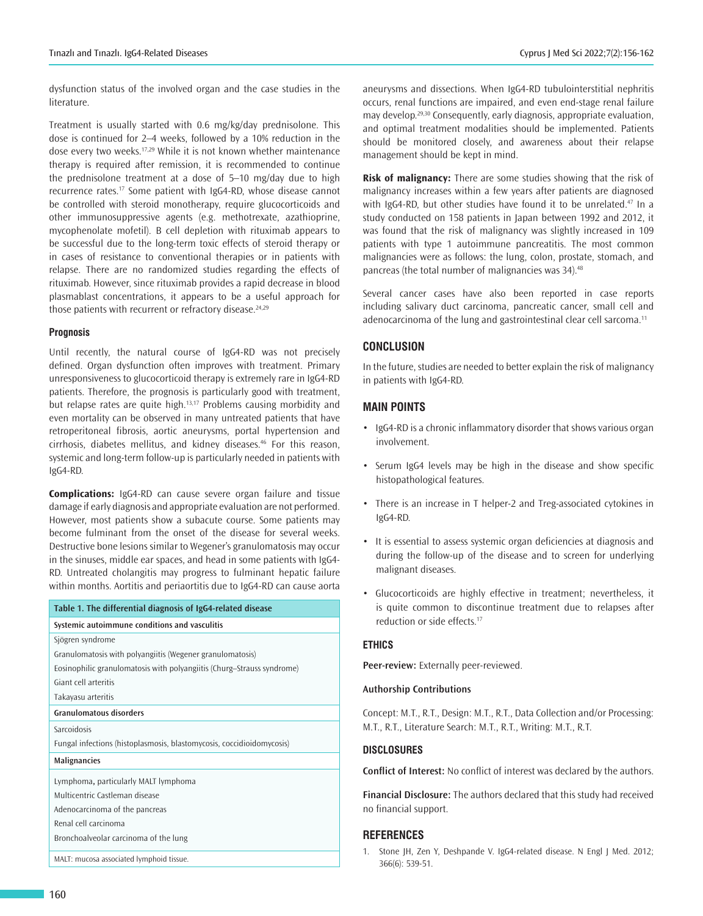dysfunction status of the involved organ and the case studies in the literature.

Treatment is usually started with 0.6 mg/kg/day prednisolone. This dose is continued for 2–4 weeks, followed by a 10% reduction in the dose every two weeks.[17,29] While it is not known whether maintenance therapy is required after remission, it is recommended to continue the prednisolone treatment at a dose of 5–10 mg/day due to high recurrence rates.[17] Some patient with IgG4-RD, whose disease cannot be controlled with steroid monotherapy, require glucocorticoids and other immunosuppressive agents (e.g. methotrexate, azathioprine, mycophenolate mofetil). B cell depletion with rituximab appears to be successful due to the long-term toxic effects of steroid therapy or in cases of resistance to conventional therapies or in patients with relapse. There are no randomized studies regarding the effects of rituximab. However, since rituximab provides a rapid decrease in blood plasmablast concentrations, it appears to be a useful approach for those patients with recurrent or refractory disease.[24,29]

### Prognosis

Until recently, the natural course of IgG4-RD was not precisely defined. Organ dysfunction often improves with treatment. Primary unresponsiveness to glucocorticoid therapy is extremely rare in IgG4-RD patients. Therefore, the prognosis is particularly good with treatment, but relapse rates are quite high.[13,17] Problems causing morbidity and even mortality can be observed in many untreated patients that have retroperitoneal fibrosis, aortic aneurysms, portal hypertension and cirrhosis, diabetes mellitus, and kidney diseases.[46] For this reason, systemic and long-term follow-up is particularly needed in patients with IgG4-RD.

**Complications:** IgG4-RD can cause severe organ failure and tissue damage if early diagnosis and appropriate evaluation are not performed. However, most patients show a subacute course. Some patients may become fulminant from the onset of the disease for several weeks. Destructive bone lesions similar to Wegener's granulomatosis may occur in the sinuses, middle ear spaces, and head in some patients with IgG4-RD. Untreated cholangitis may progress to fulminant hepatic failure within months. Aortitis and periaortitis due to IgG4-RD can cause aorta aneurysms and dissections. When IgG4-RD tubulointerstitial nephritis occurs, renal functions are impaired, and even end-stage renal failure may develop.[29,30] Consequently, early diagnosis, appropriate evaluation, and optimal treatment modalities should be implemented. Patients should be monitored closely, and awareness about their relapse management should be kept in mind.

**Table 1. The differential diagnosis of IgG4-related disease**

| |
|---|
| **Systemic autoimmune conditions and vasculitis** |
| Sjögren syndrome |
| Granulomatosis with polyangiitis (Wegener granulomatosis) |
| Eosinophilic granulomatosis with polyangiitis (Churg–Strauss syndrome) |
| Giant cell arteritis |
| Takayasu arteritis |
| **Granulomatous disorders** |
| Sarcoidosis |
| Fungal infections (histoplasmosis, blastomycosis, coccidioidomycosis) |
| **Malignancies** |
| Lymphoma, particularly MALT lymphoma |
| Multicentric Castleman disease |
| Adenocarcinoma of the pancreas |
| Renal cell carcinoma |
| Bronchoalveolar carcinoma of the lung |

MALT: mucosa associated lymphoid tissue.

**Risk of malignancy:** There are some studies showing that the risk of malignancy increases within a few years after patients are diagnosed with IgG4-RD, but other studies have found it to be unrelated.[47] In a study conducted on 158 patients in Japan between 1992 and 2012, it was found that the risk of malignancy was slightly increased in 109 patients with type 1 autoimmune pancreatitis. The most common malignancies were as follows: the lung, colon, prostate, stomach, and pancreas (the total number of malignancies was 34).[48]

Several cancer cases have also been reported in case reports including salivary duct carcinoma, pancreatic cancer, small cell and adenocarcinoma of the lung and gastrointestinal clear cell sarcoma.[11]

## CONCLUSION

In the future, studies are needed to better explain the risk of malignancy in patients with IgG4-RD.

## MAIN POINTS

- IgG4-RD is a chronic inflammatory disorder that shows various organ involvement.
- Serum IgG4 levels may be high in the disease and show specific histopathological features.
- There is an increase in T helper-2 and Treg-associated cytokines in IgG4-RD.
- It is essential to assess systemic organ deficiencies at diagnosis and during the follow-up of the disease and to screen for underlying malignant diseases.
- Glucocorticoids are highly effective in treatment; nevertheless, it is quite common to discontinue treatment due to relapses after reduction or side effects.[17]

### ETHICS

**Peer-review:** Externally peer-reviewed.

**Authorship Contributions**

Concept: M.T., R.T., Design: M.T., R.T., Data Collection and/or Processing: M.T., R.T., Literature Search: M.T., R.T., Writing: M.T., R.T.

### DISCLOSURES

**Conflict of Interest:** No conflict of interest was declared by the authors.

**Financial Disclosure:** The authors declared that this study had received no financial support.

## REFERENCES

1. Stone JH, Zen Y, Deshpande V. IgG4-related disease. N Engl J Med. 2012; 366(6): 539-51.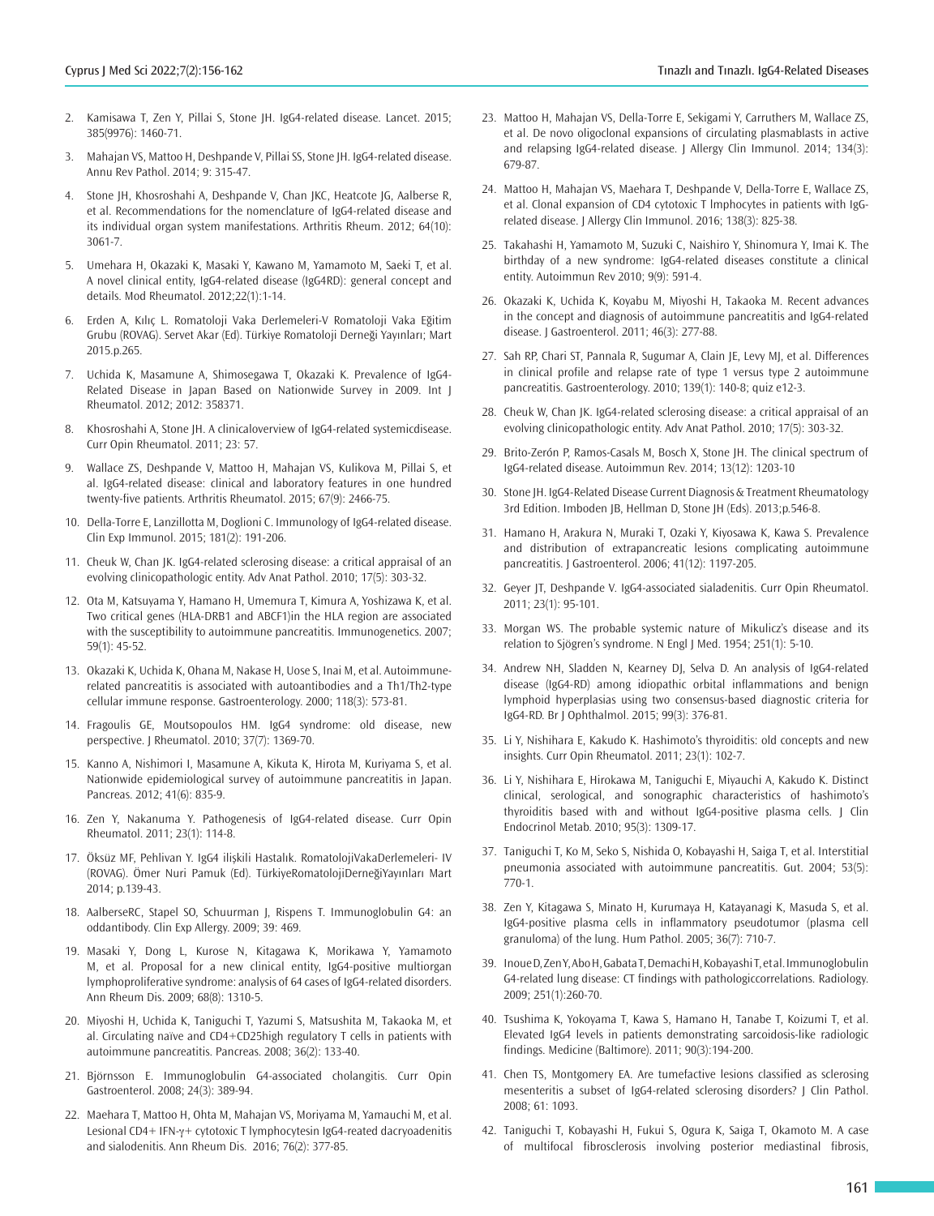2. Kamisawa T, Zen Y, Pillai S, Stone JH. IgG4-related disease. Lancet. 2015; 385(9976): 1460-71.

3. Mahajan VS, Mattoo H, Deshpande V, Pillai SS, Stone JH. IgG4-related disease. Annu Rev Pathol. 2014; 9: 315-47.

4. Stone JH, Khosroshahi A, Deshpande V, Chan JKC, Heatcote JG, Aalberse R, et al. Recommendations for the nomenclature of IgG4-related disease and its individual organ system manifestations. Arthritis Rheum. 2012; 64(10): 3061-7.

5. Umehara H, Okazaki K, Masaki Y, Kawano M, Yamamoto M, Saeki T, et al. A novel clinical entity, IgG4-related disease (IgG4RD): general concept and details. Mod Rheumatol. 2012;22(1):1-14.

6. Erden A, Kılıç L. Romatoloji Vaka Derlemeleri-V Romatoloji Vaka Eğitim Grubu (ROVAG). Servet Akar (Ed). Türkiye Romatoloji Derneği Yayınları; Mart 2015.p.265.

7. Uchida K, Masamune A, Shimosegawa T, Okazaki K. Prevalence of IgG4-Related Disease in Japan Based on Nationwide Survey in 2009. Int J Rheumatol. 2012; 2012: 358371.

8. Khosroshahi A, Stone JH. A clinicaloverview of IgG4-related systemicdisease. Curr Opin Rheumatol. 2011; 23: 57.

9. Wallace ZS, Deshpande V, Mattoo H, Mahajan VS, Kulikova M, Pillai S, et al. IgG4-related disease: clinical and laboratory features in one hundred twenty-five patients. Arthritis Rheumatol. 2015; 67(9): 2466-75.

10. Della-Torre E, Lanzillotta M, Doglioni C. Immunology of IgG4-related disease. Clin Exp Immunol. 2015; 181(2): 191-206.

11. Cheuk W, Chan JK. IgG4-related sclerosing disease: a critical appraisal of an evolving clinicopathologic entity. Adv Anat Pathol. 2010; 17(5): 303-32.

12. Ota M, Katsuyama Y, Hamano H, Umemura T, Kimura A, Yoshizawa K, et al. Two critical genes (HLA-DRB1 and ABCF1)in the HLA region are associated with the susceptibility to autoimmune pancreatitis. Immunogenetics. 2007; 59(1): 45-52.

13. Okazaki K, Uchida K, Ohana M, Nakase H, Uose S, Inai M, et al. Autoimmune-related pancreatitis is associated with autoantibodies and a Th1/Th2-type cellular immune response. Gastroenterology. 2000; 118(3): 573-81.

14. Fragoulis GE, Moutsopoulos HM. IgG4 syndrome: old disease, new perspective. J Rheumatol. 2010; 37(7): 1369-70.

15. Kanno A, Nishimori I, Masamune A, Kikuta K, Hirota M, Kuriyama S, et al. Nationwide epidemiological survey of autoimmune pancreatitis in Japan. Pancreas. 2012; 41(6): 835-9.

16. Zen Y, Nakanuma Y. Pathogenesis of IgG4-related disease. Curr Opin Rheumatol. 2011; 23(1): 114-8.

17. Öksüz MF, Pehlivan Y. IgG4 ilişkili Hastalık. RomatolojiVakaDerlemeleri- IV (ROVAG). Ömer Nuri Pamuk (Ed). TürkiyeRomatolojiDerneğiYayınları Mart 2014; p.139-43.

18. AalberseRC, Stapel SO, Schuurman J, Rispens T. Immunoglobulin G4: an oddantibody. Clin Exp Allergy. 2009; 39: 469.

19. Masaki Y, Dong L, Kurose N, Kitagawa K, Morikawa Y, Yamamoto M, et al. Proposal for a new clinical entity, IgG4-positive multiorgan lymphoproliferative syndrome: analysis of 64 cases of IgG4-related disorders. Ann Rheum Dis. 2009; 68(8): 1310-5.

20. Miyoshi H, Uchida K, Taniguchi T, Yazumi S, Matsushita M, Takaoka M, et al. Circulating naïve and CD4+CD25high regulatory T cells in patients with autoimmune pancreatitis. Pancreas. 2008; 36(2): 133-40.

21. Björnsson E. Immunoglobulin G4-associated cholangitis. Curr Opin Gastroenterol. 2008; 24(3): 389-94.

22. Maehara T, Mattoo H, Ohta M, Mahajan VS, Moriyama M, Yamauchi M, et al. Lesional CD4+ IFN-γ+ cytotoxic T lymphocytesin IgG4-reated dacryoadenitis and sialodenitis. Ann Rheum Dis. 2016; 76(2): 377-85.

23. Mattoo H, Mahajan VS, Della-Torre E, Sekigami Y, Carruthers M, Wallace ZS, et al. De novo oligoclonal expansions of circulating plasmablasts in active and relapsing IgG4-related disease. J Allergy Clin Immunol. 2014; 134(3): 679-87.

24. Mattoo H, Mahajan VS, Maehara T, Deshpande V, Della-Torre E, Wallace ZS, et al. Clonal expansion of CD4 cytotoxic T lmphocytes in patients with IgG-related disease. J Allergy Clin Immunol. 2016; 138(3): 825-38.

25. Takahashi H, Yamamoto M, Suzuki C, Naishiro Y, Shinomura Y, Imai K. The birthday of a new syndrome: IgG4-related diseases constitute a clinical entity. Autoimmun Rev 2010; 9(9): 591-4.

26. Okazaki K, Uchida K, Koyabu M, Miyoshi H, Takaoka M. Recent advances in the concept and diagnosis of autoimmune pancreatitis and IgG4-related disease. J Gastroenterol. 2011; 46(3): 277-88.

27. Sah RP, Chari ST, Pannala R, Sugumar A, Clain JE, Levy MJ, et al. Differences in clinical profile and relapse rate of type 1 versus type 2 autoimmune pancreatitis. Gastroenterology. 2010; 139(1): 140-8; quiz e12-3.

28. Cheuk W, Chan JK. IgG4-related sclerosing disease: a critical appraisal of an evolving clinicopathologic entity. Adv Anat Pathol. 2010; 17(5): 303-32.

29. Brito-Zerón P, Ramos-Casals M, Bosch X, Stone JH. The clinical spectrum of IgG4-related disease. Autoimmun Rev. 2014; 13(12): 1203-10

30. Stone JH. IgG4-Related Disease Current Diagnosis & Treatment Rheumatology 3rd Edition. Imboden JB, Hellman D, Stone JH (Eds). 2013;p.546-8.

31. Hamano H, Arakura N, Muraki T, Ozaki Y, Kiyosawa K, Kawa S. Prevalence and distribution of extrapancreatic lesions complicating autoimmune pancreatitis. J Gastroenterol. 2006; 41(12): 1197-205.

32. Geyer JT, Deshpande V. IgG4-associated sialadenitis. Curr Opin Rheumatol. 2011; 23(1): 95-101.

33. Morgan WS. The probable systemic nature of Mikulicz's disease and its relation to Sjögren's syndrome. N Engl J Med. 1954; 251(1): 5-10.

34. Andrew NH, Sladden N, Kearney DJ, Selva D. An analysis of IgG4-related disease (IgG4-RD) among idiopathic orbital inflammations and benign lymphoid hyperplasias using two consensus-based diagnostic criteria for IgG4-RD. Br J Ophthalmol. 2015; 99(3): 376-81.

35. Li Y, Nishihara E, Kakudo K. Hashimoto's thyroiditis: old concepts and new insights. Curr Opin Rheumatol. 2011; 23(1): 102-7.

36. Li Y, Nishihara E, Hirokawa M, Taniguchi E, Miyauchi A, Kakudo K. Distinct clinical, serological, and sonographic characteristics of hashimoto's thyroiditis based with and without IgG4-positive plasma cells. J Clin Endocrinol Metab. 2010; 95(3): 1309-17.

37. Taniguchi T, Ko M, Seko S, Nishida O, Kobayashi H, Saiga T, et al. Interstitial pneumonia associated with autoimmune pancreatitis. Gut. 2004; 53(5): 770-1.

38. Zen Y, Kitagawa S, Minato H, Kurumaya H, Katayanagi K, Masuda S, et al. IgG4-positive plasma cells in inflammatory pseudotumor (plasma cell granuloma) of the lung. Hum Pathol. 2005; 36(7): 710-7.

39. Inoue D, Zen Y, Abo H, Gabata T, Demachi H, Kobayashi T, et al. Immunoglobulin G4-related lung disease: CT findings with pathologiccorrelations. Radiology. 2009; 251(1):260-70.

40. Tsushima K, Yokoyama T, Kawa S, Hamano H, Tanabe T, Koizumi T, et al. Elevated IgG4 levels in patients demonstrating sarcoidosis-like radiologic findings. Medicine (Baltimore). 2011; 90(3):194-200.

41. Chen TS, Montgomery EA. Are tumefactive lesions classified as sclerosing mesenteritis a subset of IgG4-related sclerosing disorders? J Clin Pathol. 2008; 61: 1093.

42. Taniguchi T, Kobayashi H, Fukui S, Ogura K, Saiga T, Okamoto M. A case of multifocal fibrosclerosis involving posterior mediastinal fibrosis,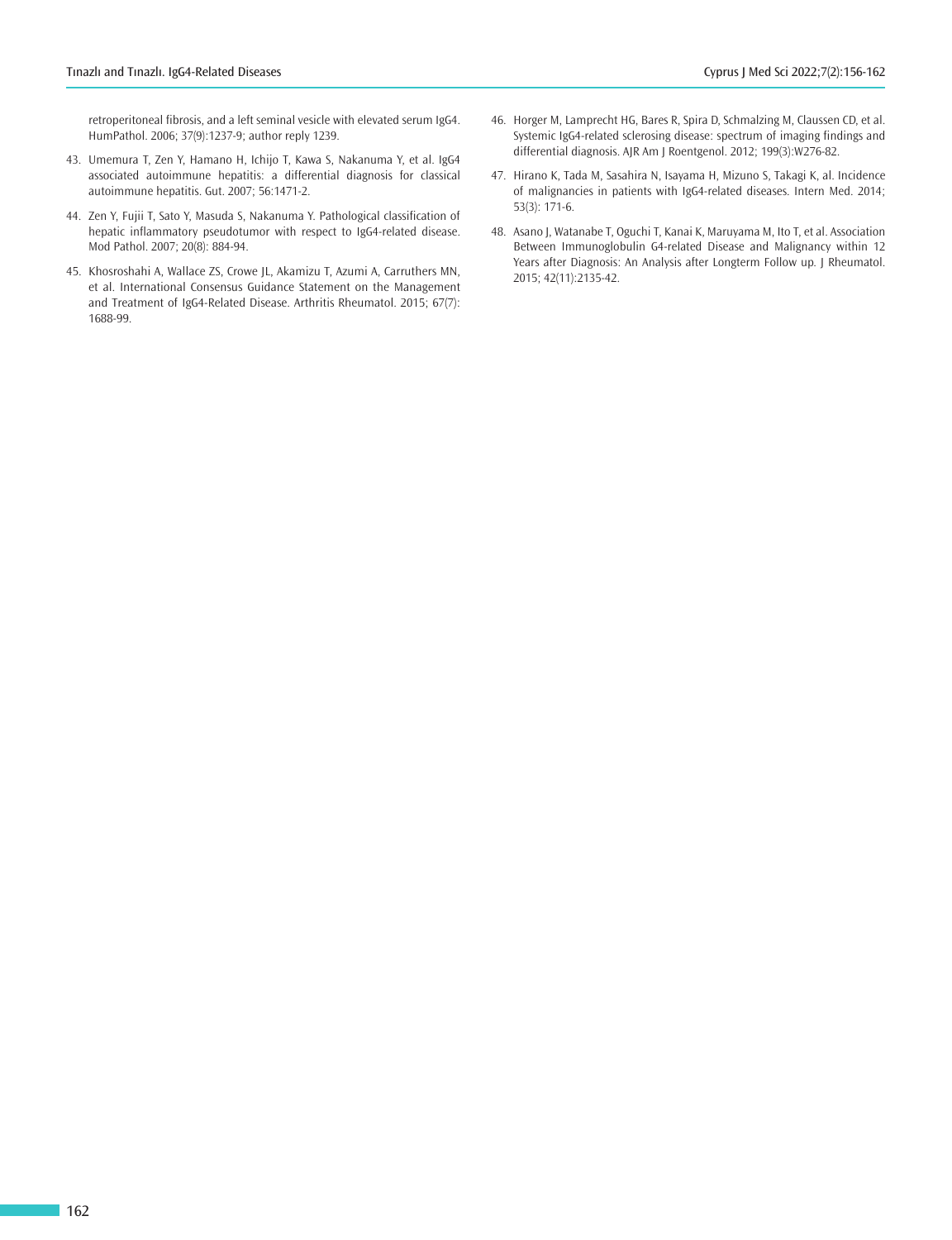retroperitoneal fibrosis, and a left seminal vesicle with elevated serum IgG4. HumPathol. 2006; 37(9):1237-9; author reply 1239.

43. Umemura T, Zen Y, Hamano H, Ichijo T, Kawa S, Nakanuma Y, et al. IgG4 associated autoimmune hepatitis: a differential diagnosis for classical autoimmune hepatitis. Gut. 2007; 56:1471-2.

44. Zen Y, Fujii T, Sato Y, Masuda S, Nakanuma Y. Pathological classification of hepatic inflammatory pseudotumor with respect to IgG4-related disease. Mod Pathol. 2007; 20(8): 884-94.

45. Khosroshahi A, Wallace ZS, Crowe JL, Akamizu T, Azumi A, Carruthers MN, et al. International Consensus Guidance Statement on the Management and Treatment of IgG4-Related Disease. Arthritis Rheumatol. 2015; 67(7): 1688-99.

46. Horger M, Lamprecht HG, Bares R, Spira D, Schmalzing M, Claussen CD, et al. Systemic IgG4-related sclerosing disease: spectrum of imaging findings and differential diagnosis. AJR Am J Roentgenol. 2012; 199(3):W276-82.

47. Hirano K, Tada M, Sasahira N, Isayama H, Mizuno S, Takagi K, al. Incidence of malignancies in patients with IgG4-related diseases. Intern Med. 2014; 53(3): 171-6.

48. Asano J, Watanabe T, Oguchi T, Kanai K, Maruyama M, Ito T, et al. Association Between Immunoglobulin G4-related Disease and Malignancy within 12 Years after Diagnosis: An Analysis after Longterm Follow up. J Rheumatol. 2015; 42(11):2135-42.